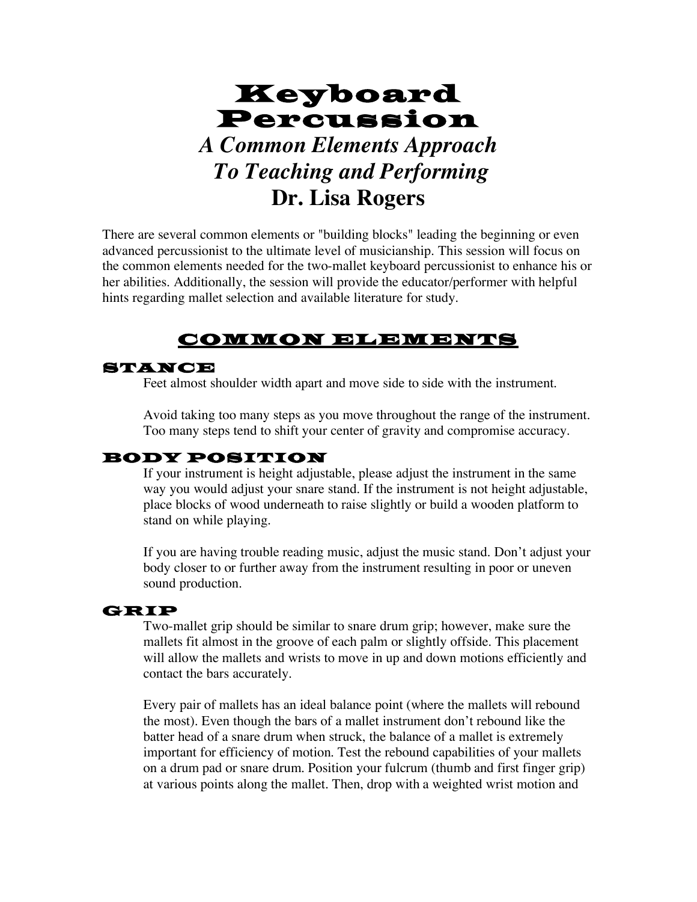# Keyboard Percussion

## *A Common Elements Approach To Teaching and Performing*

## Dr. Lisa Rogers

There are several common elements or "building blocks" leading the beginning or even advanced percussionist to the ultimate level of musicianship. This session will focus on the common elements needed for the two-mallet keyboard percussionist to enhance his or her abilities. Additionally, the session will provide the educator/performer with helpful hints regarding mallet selection and available literature for study.

## COMMON ELEMENTS

### STANCE

Feet almost shoulder width apart and move side to side with the instrument.

Avoid taking too many steps as you move throughout the range of the instrument. Too many steps tend to shift your center of gravity and compromise accuracy.

### BODY POSITION

If your instrument is height adjustable, please adjust the instrument in the same way you would adjust your snare stand. If the instrument is not height adjustable, place blocks of wood underneath to raise slightly or build a wooden platform to stand on while playing.

If you are having trouble reading music, adjust the music stand. Don't adjust your body closer to or further away from the instrument resulting in poor or uneven sound production.

### GRIP

Two-mallet grip should be similar to snare drum grip; however, make sure the mallets fit almost in the groove of each palm or slightly offside. This placement will allow the mallets and wrists to move in up and down motions efficiently and contact the bars accurately.

Every pair of mallets has an ideal balance point (where the mallets will rebound the most). Even though the bars of a mallet instrument don't rebound like the batter head of a snare drum when struck, the balance of a mallet is extremely important for efficiency of motion. Test the rebound capabilities of your mallets on a drum pad or snare drum. Position your fulcrum (thumb and first finger grip) at various points along the mallet. Then, drop with a weighted wrist motion and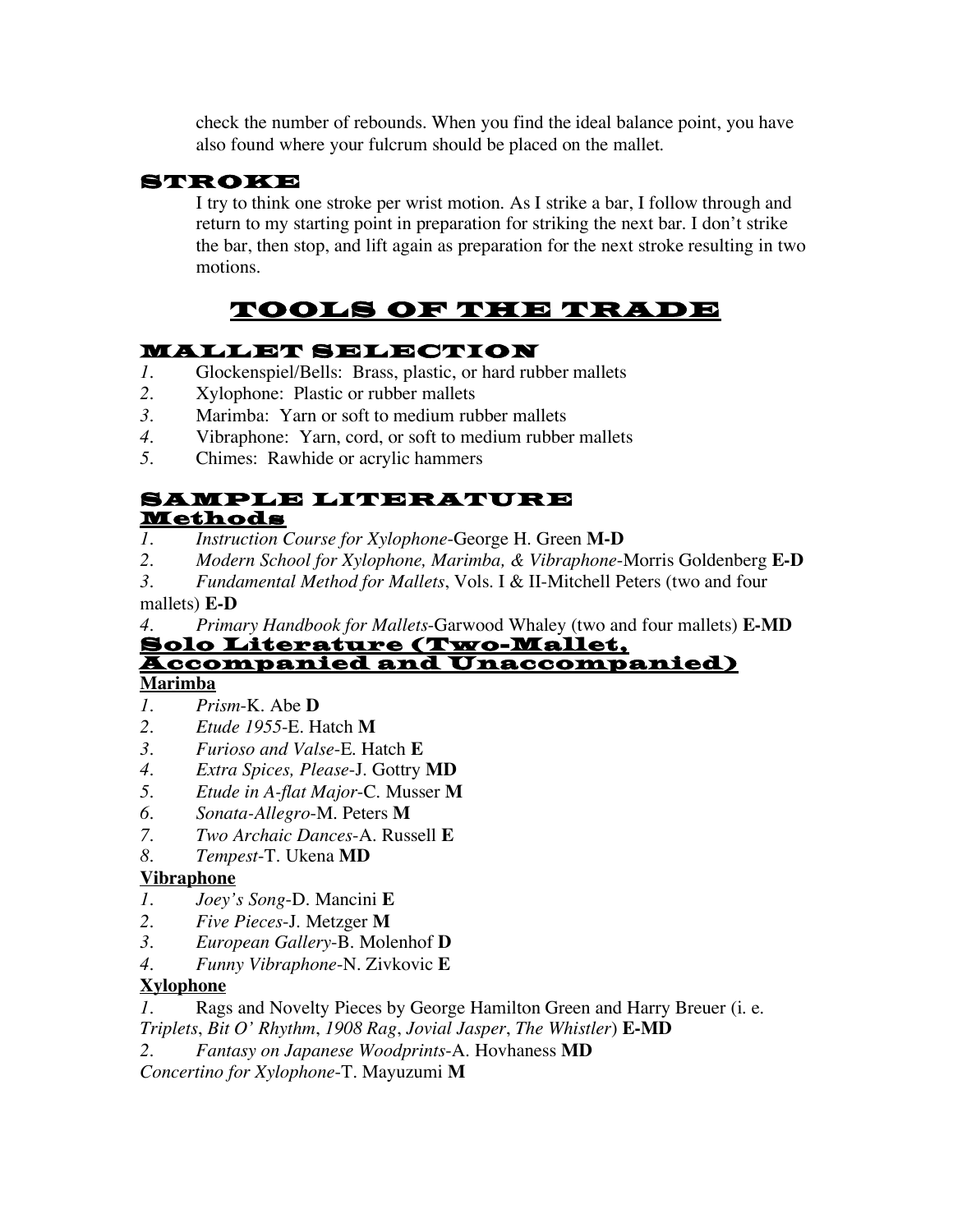check the number of rebounds. When you find the ideal balance point, you have also found where your fulcrum should be placed on the mallet.

### STROKE

I try to think one stroke per wrist motion. As I strike a bar, I follow through and return to my starting point in preparation for striking the next bar. I don't strike the bar, then stop, and lift again as preparation for the next stroke resulting in two motions.

## TOOLS OF THE TRADE

### MALLET SELECTION

1. Glockenspiel/Bells: Brass, plastic, or hard rubber mallets
2. Xylophone: Plastic or rubber mallets
3. Marimba: Yarn or soft to medium rubber mallets
4. Vibraphone: Yarn, cord, or soft to medium rubber mallets
5. Chimes: Rawhide or acrylic hammers

### SAMPLE LITERATURE

#### Methods

1. *Instruction Course for Xylophone*-George H. Green **M-D**
2. *Modern School for Xylophone, Marimba, & Vibraphone*-Morris Goldenberg **E-D**
3. *Fundamental Method for Mallets*, Vols. I & II-Mitchell Peters (two and four mallets) **E-D**
4. *Primary Handbook for Mallets*-Garwood Whaley (two and four mallets) **E-MD**

#### Solo Literature (Two-Mallet, Accompanied and Unaccompanied)

**Marimba**

1. *Prism*-K. Abe **D**
2. *Etude 1955*-E. Hatch **M**
3. *Furioso and Valse*-E. Hatch **E**
4. *Extra Spices, Please*-J. Gottry **MD**
5. *Etude in A-flat Major*-C. Musser **M**
6. *Sonata-Allegro*-M. Peters **M**
7. *Two Archaic Dances*-A. Russell **E**
8. *Tempest*-T. Ukena **MD**

**Vibraphone**

1. *Joey's Song*-D. Mancini **E**
2. *Five Pieces*-J. Metzger **M**
3. *European Gallery*-B. Molenhof **D**
4. *Funny Vibraphone*-N. Zivkovic **E**

**Xylophone**

1. Rags and Novelty Pieces by George Hamilton Green and Harry Breuer (i. e. *Triplets*, *Bit O' Rhythm*, *1908 Rag*, *Jovial Jasper*, *The Whistler*) **E-MD**
2. *Fantasy on Japanese Woodprints*-A. Hovhaness **MD**

*Concertino for Xylophone*-T. Mayuzumi **M**